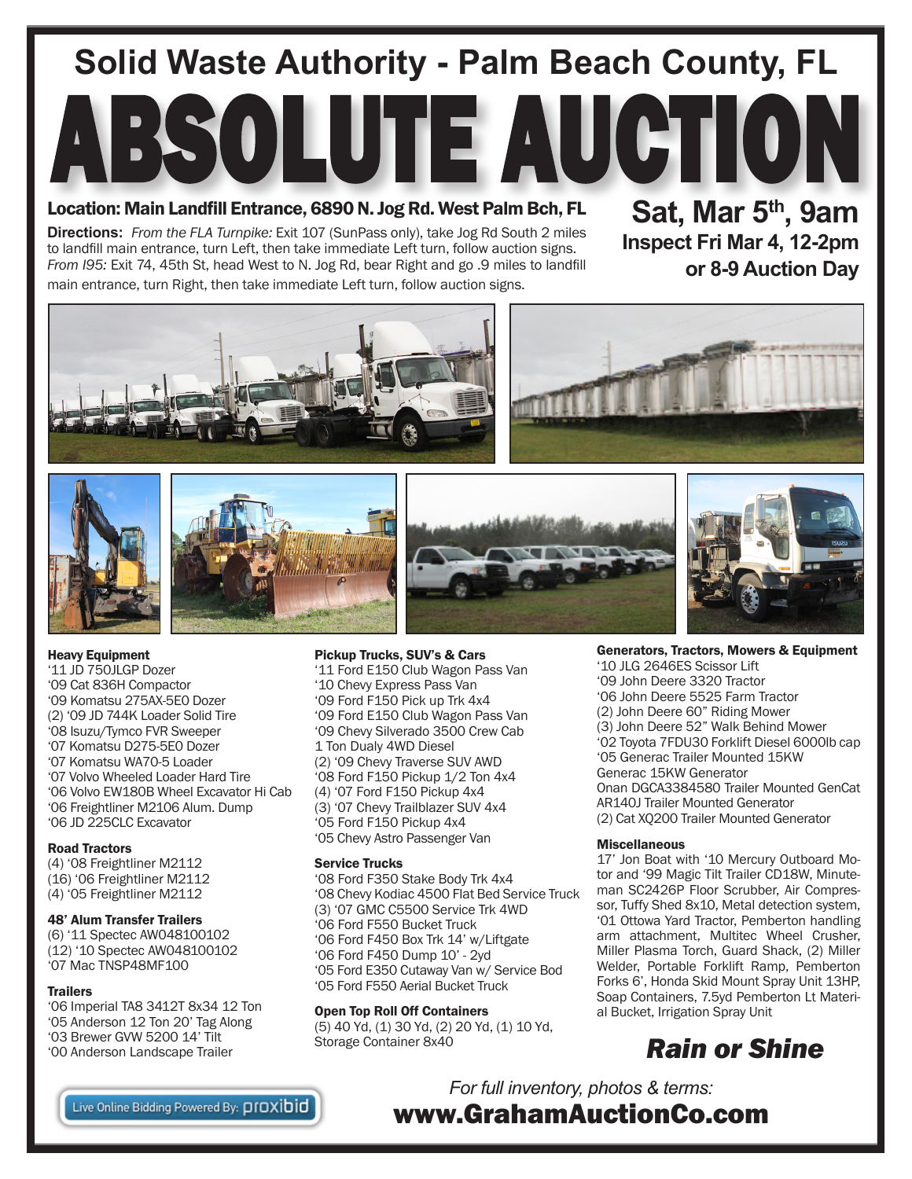# Solid Waste Authority - Palm Beach County, FL

# ABSOLUTE AUCTION

**Location: Main Landfill Entrance, 6890 N. Jog Rd. West Palm Bch, FL**

**Directions:** *From the FLA Turnpike:* Exit 107 (SunPass only), take Jog Rd South 2 miles to landfill main entrance, turn Left, then take immediate Left turn, follow auction signs. *From I95:* Exit 74, 45th St, head West to N. Jog Rd, bear Right and go .9 miles to landfill main entrance, turn Right, then take immediate Left turn, follow auction signs.

**Sat, Mar 5th, 9am**
**Inspect Fri Mar 4, 12-2pm or 8-9 Auction Day**

### Heavy Equipment
'11 JD 750JLGP Dozer
'09 Cat 836H Compactor
'09 Komatsu 275AX-5E0 Dozer
(2) '09 JD 744K Loader Solid Tire
'08 Isuzu/Tymco FVR Sweeper
'07 Komatsu D275-5E0 Dozer
'07 Komatsu WA70-5 Loader
'07 Volvo Wheeled Loader Hard Tire
'06 Volvo EW180B Wheel Excavator Hi Cab
'06 Freightliner M2106 Alum. Dump
'06 JD 225CLC Excavator

### Road Tractors
(4) '08 Freightliner M2112
(16) '06 Freightliner M2112
(4) '05 Freightliner M2112

### 48' Alum Transfer Trailers
(6) '11 Spectec AW048100102
(12) '10 Spectec AW048100102
'07 Mac TNSP48MF100

### Trailers
'06 Imperial TA8 3412T 8x34 12 Ton
'05 Anderson 12 Ton 20' Tag Along
'03 Brewer GVW 5200 14' Tilt
'00 Anderson Landscape Trailer

### Pickup Trucks, SUV's & Cars
'11 Ford E150 Club Wagon Pass Van
'10 Chevy Express Pass Van
'09 Ford F150 Pick up Trk 4x4
'09 Ford E150 Club Wagon Pass Van
'09 Chevy Silverado 3500 Crew Cab 1 Ton Dualy 4WD Diesel
(2) '09 Chevy Traverse SUV AWD
'08 Ford F150 Pickup 1/2 Ton 4x4
(4) '07 Ford F150 Pickup 4x4
(3) '07 Chevy Trailblazer SUV 4x4
'05 Ford F150 Pickup 4x4
'05 Chevy Astro Passenger Van

### Service Trucks
'08 Ford F350 Stake Body Trk 4x4
'08 Chevy Kodiac 4500 Flat Bed Service Truck
(3) '07 GMC C5500 Service Trk 4WD
'06 Ford F550 Bucket Truck
'06 Ford F450 Box Trk 14' w/Liftgate
'06 Ford F450 Dump 10' - 2yd
'05 Ford E350 Cutaway Van w/ Service Bod
'05 Ford F550 Aerial Bucket Truck

### Open Top Roll Off Containers
(5) 40 Yd, (1) 30 Yd, (2) 20 Yd, (1) 10 Yd, Storage Container 8x40

### Generators, Tractors, Mowers & Equipment
'10 JLG 2646ES Scissor Lift
'09 John Deere 3320 Tractor
'06 John Deere 5525 Farm Tractor
(2) John Deere 60" Riding Mower
(3) John Deere 52" Walk Behind Mower
'02 Toyota 7FDU30 Forklift Diesel 6000lb cap
'05 Generac Trailer Mounted 15KW
Generac 15KW Generator
Onan DGCA3384580 Trailer Mounted GenCat
AR140J Trailer Mounted Generator
(2) Cat XQ200 Trailer Mounted Generator

### Miscellaneous
17' Jon Boat with '10 Mercury Outboard Motor and '99 Magic Tilt Trailer CD18W, Minuteman SC2426P Floor Scrubber, Air Compressor, Tuffy Shed 8x10, Metal detection system, '01 Ottowa Yard Tractor, Pemberton handling arm attachment, Multitec Wheel Crusher, Miller Plasma Torch, Guard Shack, (2) Miller Welder, Portable Forklift Ramp, Pemberton Forks 6', Honda Skid Mount Spray Unit 13HP, Soap Containers, 7.5yd Pemberton Lt Material Bucket, Irrigation Spray Unit

***Rain or Shine***

Live Online Bidding Powered By: proxibid

*For full inventory, photos & terms:*
**www.GrahamAuctionCo.com**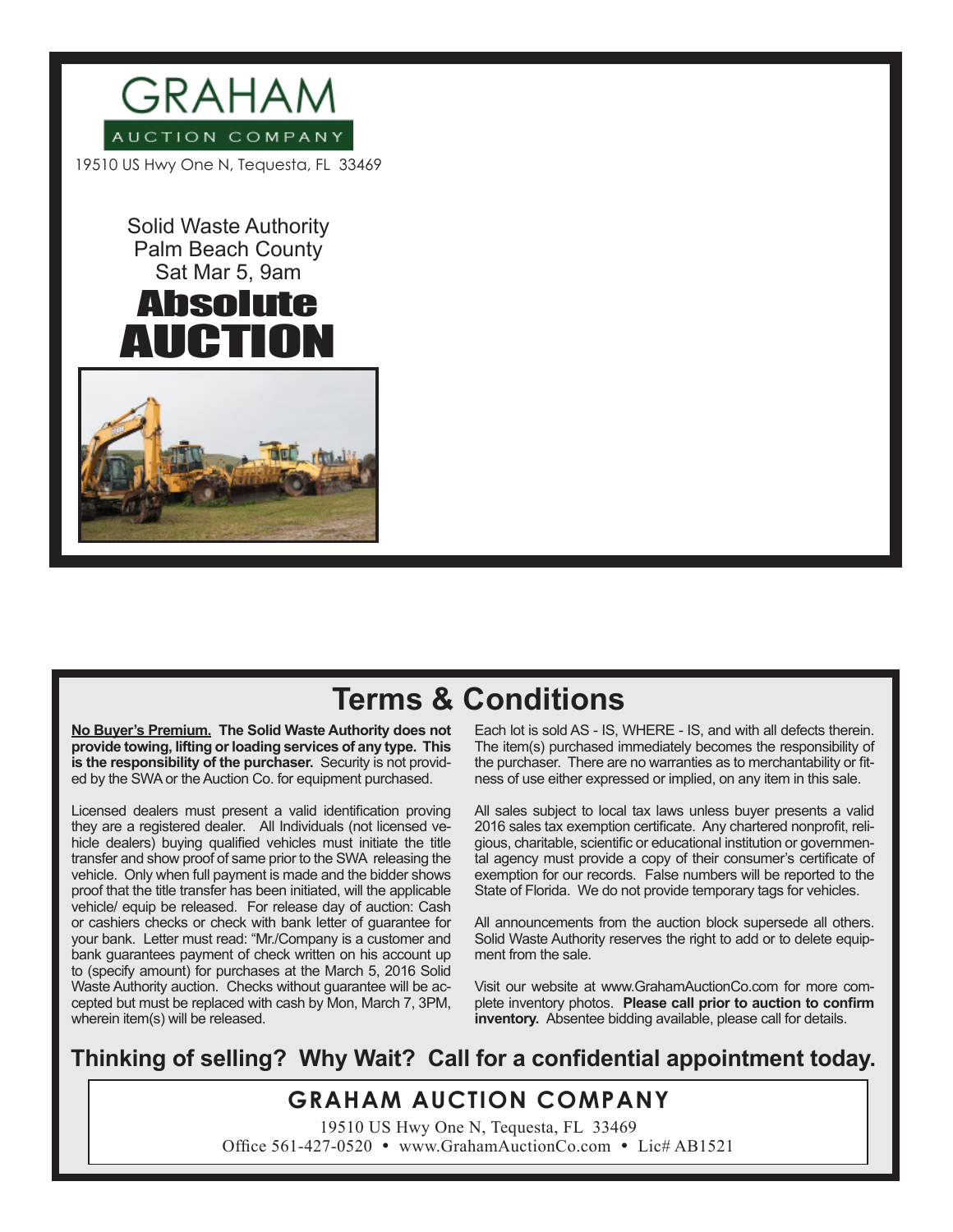# GRAHAM

AUCTION COMPANY

19510 US Hwy One N, Tequesta, FL 33469

Solid Waste Authority
Palm Beach County
Sat Mar 5, 9am

## Absolute AUCTION

## Terms & Conditions

**No Buyer's Premium. The Solid Waste Authority does not provide towing, lifting or loading services of any type. This is the responsibility of the purchaser.** Security is not provided by the SWA or the Auction Co. for equipment purchased.

Licensed dealers must present a valid identification proving they are a registered dealer. All Individuals (not licensed vehicle dealers) buying qualified vehicles must initiate the title transfer and show proof of same prior to the SWA releasing the vehicle. Only when full payment is made and the bidder shows proof that the title transfer has been initiated, will the applicable vehicle/ equip be released. For release day of auction: Cash or cashiers checks or check with bank letter of guarantee for your bank. Letter must read: "Mr./Company is a customer and bank guarantees payment of check written on his account up to (specify amount) for purchases at the March 5, 2016 Solid Waste Authority auction. Checks without guarantee will be accepted but must be replaced with cash by Mon, March 7, 3PM, wherein item(s) will be released.

Each lot is sold AS - IS, WHERE - IS, and with all defects therein. The item(s) purchased immediately becomes the responsibility of the purchaser. There are no warranties as to merchantability or fitness of use either expressed or implied, on any item in this sale.

All sales subject to local tax laws unless buyer presents a valid 2016 sales tax exemption certificate. Any chartered nonprofit, religious, charitable, scientific or educational institution or governmental agency must provide a copy of their consumer's certificate of exemption for our records. False numbers will be reported to the State of Florida. We do not provide temporary tags for vehicles.

All announcements from the auction block supersede all others. Solid Waste Authority reserves the right to add or to delete equipment from the sale.

Visit our website at www.GrahamAuctionCo.com for more complete inventory photos. **Please call prior to auction to confirm inventory.** Absentee bidding available, please call for details.

**Thinking of selling? Why Wait? Call for a confidential appointment today.**

**GRAHAM AUCTION COMPANY**

19510 US Hwy One N, Tequesta, FL 33469
Office 561-427-0520 • www.GrahamAuctionCo.com • Lic# AB1521